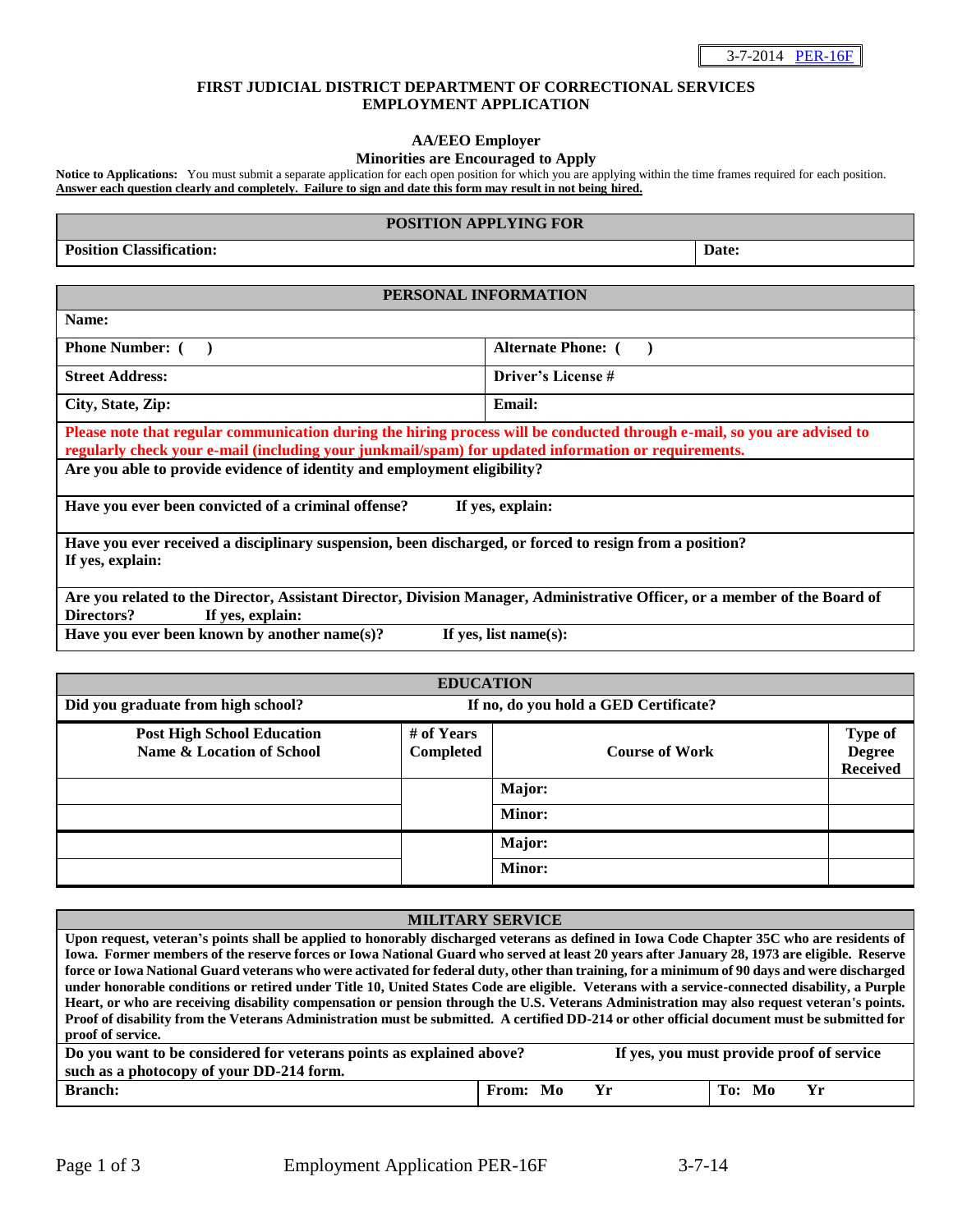3-7-2014 PER-16F

# FIRST JUDICIAL DISTRICT DEPARTMENT OF CORRECTIONAL SERVICES
# EMPLOYMENT APPLICATION

**AA/EEO Employer**

**Minorities are Encouraged to Apply**

**Notice to Applications:** You must submit a separate application for each open position for which you are applying within the time frames required for each position. **Answer each question clearly and completely. Failure to sign and date this form may result in not being hired.**

| POSITION APPLYING FOR | |
|---|---|
| **Position Classification:** | **Date:** |

| PERSONAL INFORMATION | |
|---|---|
| **Name:** | |
| **Phone Number: ( )** | **Alternate Phone: ( )** |
| **Street Address:** | **Driver's License #** |
| **City, State, Zip:** | **Email:** |
| **Please note that regular communication during the hiring process will be conducted through e-mail, so you are advised to regularly check your e-mail (including your junkmail/spam) for updated information or requirements.** | |
| **Are you able to provide evidence of identity and employment eligibility?** | |
| **Have you ever been convicted of a criminal offense? If yes, explain:** | |
| **Have you ever received a disciplinary suspension, been discharged, or forced to resign from a position? If yes, explain:** | |
| **Are you related to the Director, Assistant Director, Division Manager, Administrative Officer, or a member of the Board of Directors? If yes, explain:** | |
| **Have you ever been known by another name(s)? If yes, list name(s):** | |

| EDUCATION | | | |
|---|---|---|---|
| **Did you graduate from high school?** | **If no, do you hold a GED Certificate?** | | |
| **Post High School Education Name & Location of School** | **# of Years Completed** | **Course of Work** | **Type of Degree Received** |
| | | **Major:** | |
| | | **Minor:** | |
| | | **Major:** | |
| | | **Minor:** | |

| MILITARY SERVICE | | |
|---|---|---|
| **Upon request, veteran's points shall be applied to honorably discharged veterans as defined in Iowa Code Chapter 35C who are residents of Iowa. Former members of the reserve forces or Iowa National Guard who served at least 20 years after January 28, 1973 are eligible. Reserve force or Iowa National Guard veterans who were activated for federal duty, other than training, for a minimum of 90 days and were discharged under honorable conditions or retired under Title 10, United States Code are eligible. Veterans with a service-connected disability, a Purple Heart, or who are receiving disability compensation or pension through the U.S. Veterans Administration may also request veteran's points. Proof of disability from the Veterans Administration must be submitted. A certified DD-214 or other official document must be submitted for proof of service.** | | |
| **Do you want to be considered for veterans points as explained above? If yes, you must provide proof of service such as a photocopy of your DD-214 form.** | | |
| **Branch:** | **From: Mo Yr** | **To: Mo Yr** |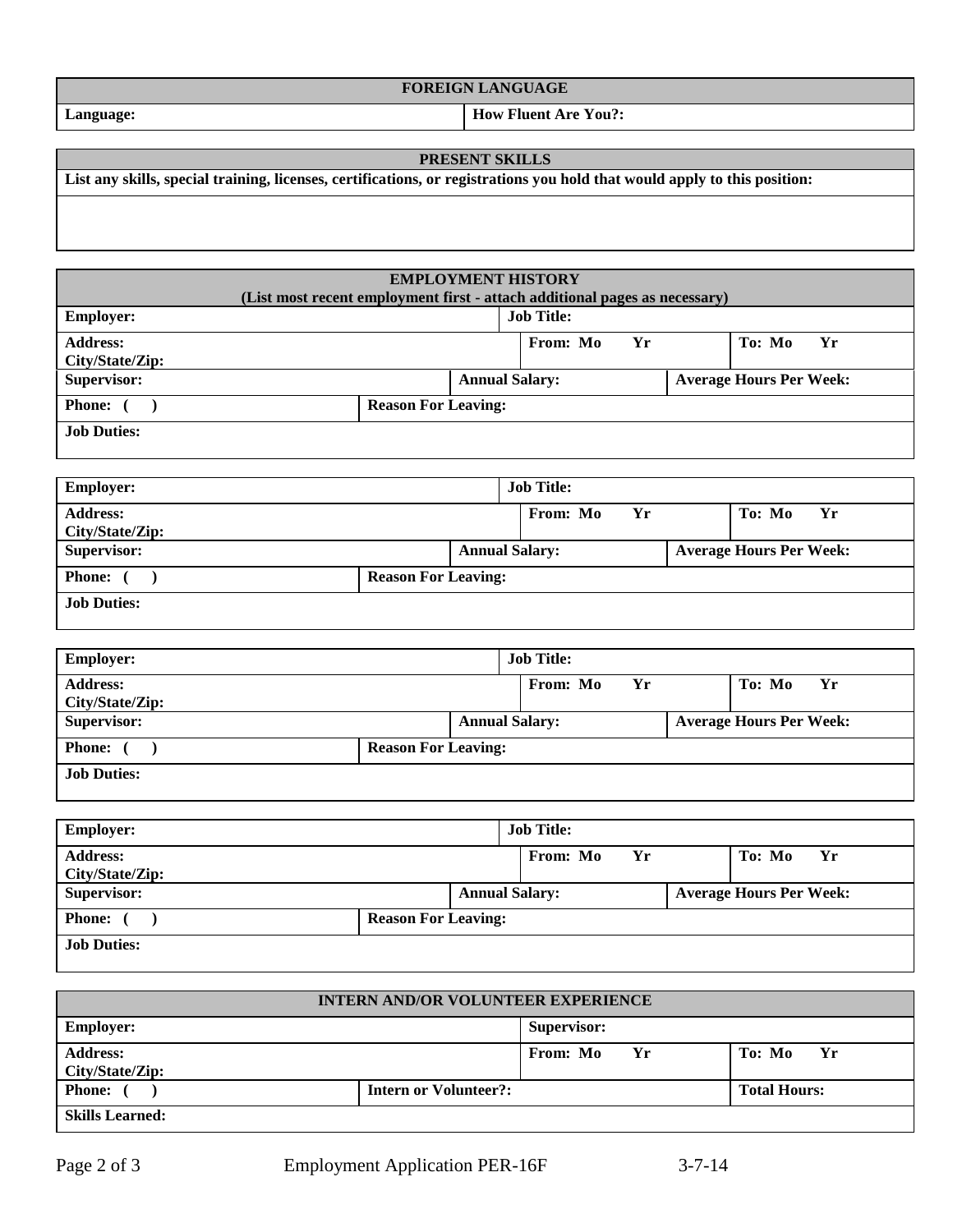## FOREIGN LANGUAGE

| Language: | How Fluent Are You?: |
|---|---|

## PRESENT SKILLS

**List any skills, special training, licenses, certifications, or registrations you hold that would apply to this position:**

## EMPLOYMENT HISTORY

**(List most recent employment first - attach additional pages as necessary)**

| Employer: | | Job Title: | |
|---|---|---|---|
| Address: City/State/Zip: | | From: Mo Yr | To: Mo Yr |
| Supervisor: | | Annual Salary: | Average Hours Per Week: |
| Phone: ( ) | Reason For Leaving: | | |
| Job Duties: | | | |

| Employer: | | Job Title: | |
|---|---|---|---|
| Address: City/State/Zip: | | From: Mo Yr | To: Mo Yr |
| Supervisor: | | Annual Salary: | Average Hours Per Week: |
| Phone: ( ) | Reason For Leaving: | | |
| Job Duties: | | | |

| Employer: | | Job Title: | |
|---|---|---|---|
| Address: City/State/Zip: | | From: Mo Yr | To: Mo Yr |
| Supervisor: | | Annual Salary: | Average Hours Per Week: |
| Phone: ( ) | Reason For Leaving: | | |
| Job Duties: | | | |

| Employer: | | Job Title: | |
|---|---|---|---|
| Address: City/State/Zip: | | From: Mo Yr | To: Mo Yr |
| Supervisor: | | Annual Salary: | Average Hours Per Week: |
| Phone: ( ) | Reason For Leaving: | | |
| Job Duties: | | | |

## INTERN AND/OR VOLUNTEER EXPERIENCE

| Employer: | | Supervisor: | |
|---|---|---|---|
| Address: City/State/Zip: | | From: Mo Yr | To: Mo Yr |
| Phone: ( ) | Intern or Volunteer?: | | Total Hours: |
| Skills Learned: | | | |

Employment Application PER-16F 3-7-14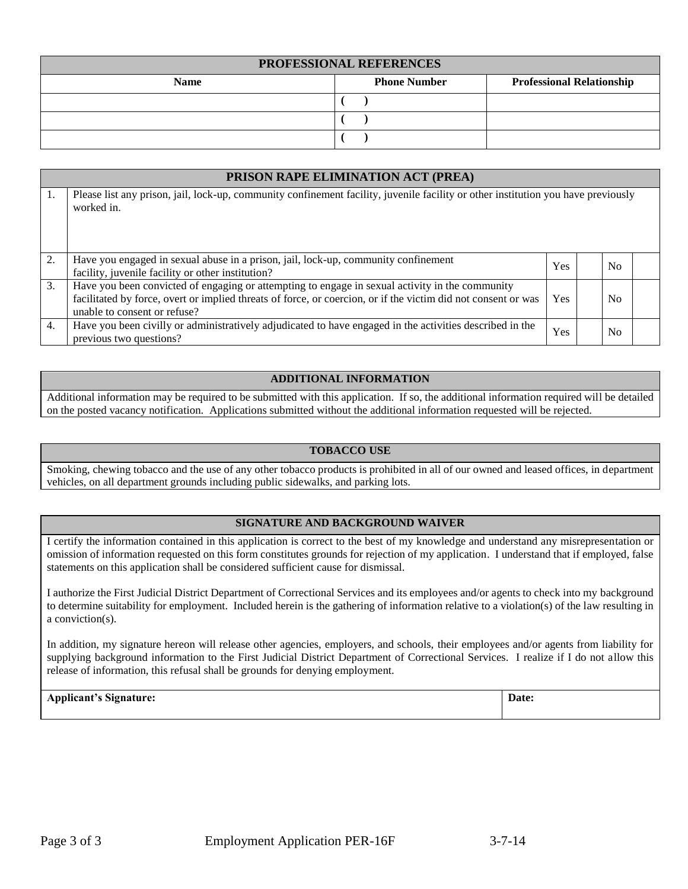## PROFESSIONAL REFERENCES

| Name | Phone Number | Professional Relationship |
|---|---|---|
| | ( ) | |
| | ( ) | |
| | ( ) | |

## PRISON RAPE ELIMINATION ACT (PREA)

| | | | | | |
|---|---|---|---|---|---|
| 1. | Please list any prison, jail, lock-up, community confinement facility, juvenile facility or other institution you have previously worked in. | | | | |
| 2. | Have you engaged in sexual abuse in a prison, jail, lock-up, community confinement facility, juvenile facility or other institution? | Yes | | No | |
| 3. | Have you been convicted of engaging or attempting to engage in sexual activity in the community facilitated by force, overt or implied threats of force, or coercion, or if the victim did not consent or was unable to consent or refuse? | Yes | | No | |
| 4. | Have you been civilly or administratively adjudicated to have engaged in the activities described in the previous two questions? | Yes | | No | |

## ADDITIONAL INFORMATION

Additional information may be required to be submitted with this application. If so, the additional information required will be detailed on the posted vacancy notification. Applications submitted without the additional information requested will be rejected.

## TOBACCO USE

Smoking, chewing tobacco and the use of any other tobacco products is prohibited in all of our owned and leased offices, in department vehicles, on all department grounds including public sidewalks, and parking lots.

## SIGNATURE AND BACKGROUND WAIVER

I certify the information contained in this application is correct to the best of my knowledge and understand any misrepresentation or omission of information requested on this form constitutes grounds for rejection of my application. I understand that if employed, false statements on this application shall be considered sufficient cause for dismissal.

I authorize the First Judicial District Department of Correctional Services and its employees and/or agents to check into my background to determine suitability for employment. Included herein is the gathering of information relative to a violation(s) of the law resulting in a conviction(s).

In addition, my signature hereon will release other agencies, employers, and schools, their employees and/or agents from liability for supplying background information to the First Judicial District Department of Correctional Services. I realize if I do not allow this release of information, this refusal shall be grounds for denying employment.

| | |
|---|---|
| **Applicant's Signature:** | **Date:** |

Employment Application PER-16F 3-7-14